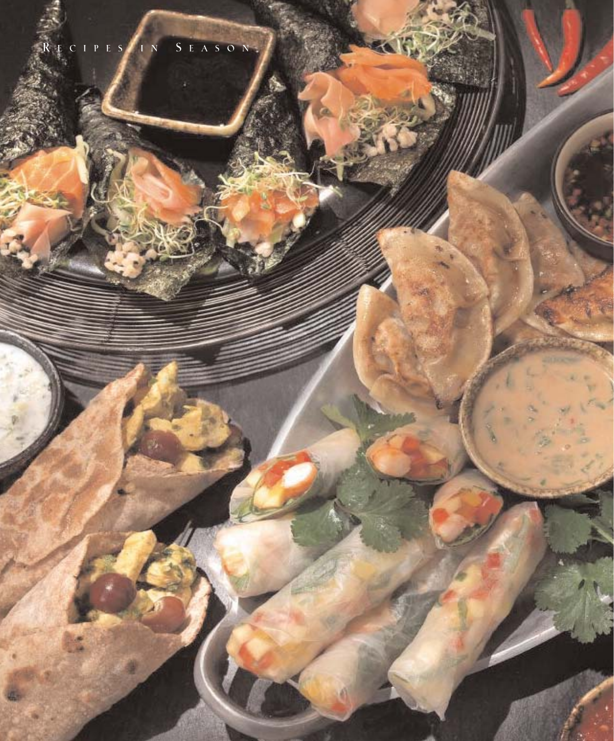RECIPES IN SEASON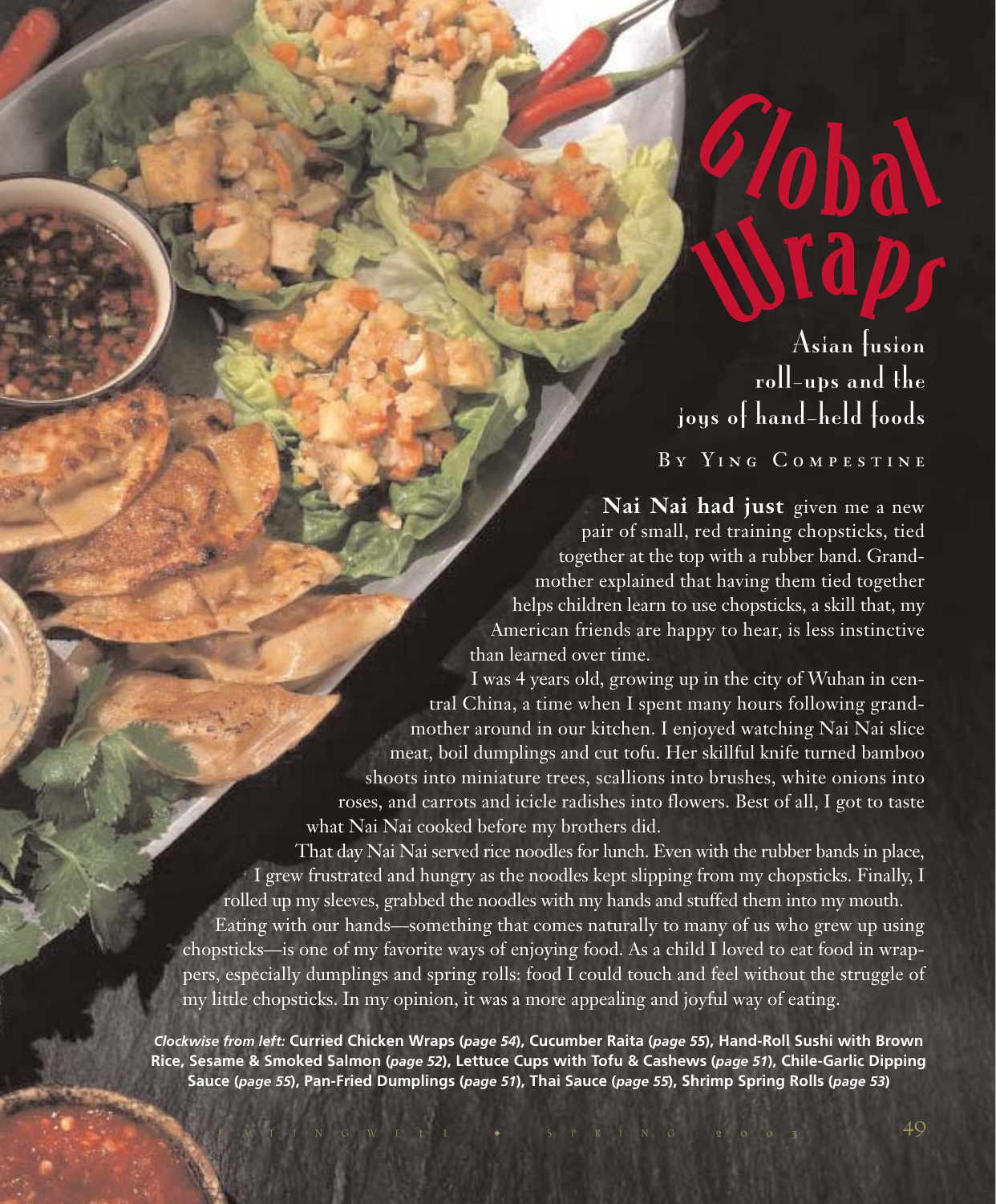# Global Wraps

## Asian fusion roll-ups and the joys of hand-held foods

By Ying Compestine

**Nai Nai had just** given me a new pair of small, red training chopsticks, tied together at the top with a rubber band. Grandmother explained that having them tied together helps children learn to use chopsticks, a skill that, my American friends are happy to hear, is less instinctive than learned over time.

I was 4 years old, growing up in the city of Wuhan in central China, a time when I spent many hours following grandmother around in our kitchen. I enjoyed watching Nai Nai slice meat, boil dumplings and cut tofu. Her skillful knife turned bamboo shoots into miniature trees, scallions into brushes, white onions into roses, and carrots and icicle radishes into flowers. Best of all, I got to taste what Nai Nai cooked before my brothers did.

That day Nai Nai served rice noodles for lunch. Even with the rubber bands in place, I grew frustrated and hungry as the noodles kept slipping from my chopsticks. Finally, I rolled up my sleeves, grabbed the noodles with my hands and stuffed them into my mouth.

Eating with our hands—something that comes naturally to many of us who grew up using chopsticks—is one of my favorite ways of enjoying food. As a child I loved to eat food in wrappers, especially dumplings and spring rolls: food I could touch and feel without the struggle of my little chopsticks. In my opinion, it was a more appealing and joyful way of eating.

***Clockwise from left:*** **Curried Chicken Wraps (*page 54*), Cucumber Raita (*page 55*), Hand-Roll Sushi with Brown Rice, Sesame & Smoked Salmon (*page 52*), Lettuce Cups with Tofu & Cashews (*page 51*), Chile-Garlic Dipping Sauce (*page 55*), Pan-Fried Dumplings (*page 51*), Thai Sauce (*page 55*), Shrimp Spring Rolls (*page 53*)**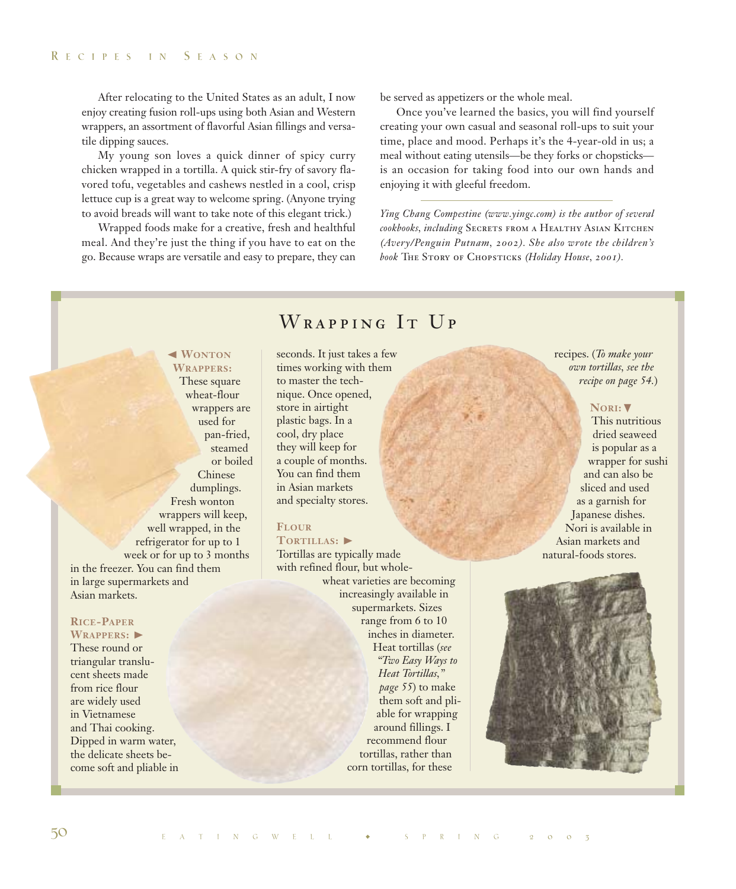After relocating to the United States as an adult, I now enjoy creating fusion roll-ups using both Asian and Western wrappers, an assortment of flavorful Asian fillings and versatile dipping sauces.

My young son loves a quick dinner of spicy curry chicken wrapped in a tortilla. A quick stir-fry of savory flavored tofu, vegetables and cashews nestled in a cool, crisp lettuce cup is a great way to welcome spring. (Anyone trying to avoid breads will want to take note of this elegant trick.)

Wrapped foods make for a creative, fresh and healthful meal. And they're just the thing if you have to eat on the go. Because wraps are versatile and easy to prepare, they can be served as appetizers or the whole meal.

Once you've learned the basics, you will find yourself creating your own casual and seasonal roll-ups to suit your time, place and mood. Perhaps it's the 4-year-old in us; a meal without eating utensils—be they forks or chopsticks—is an occasion for taking food into our own hands and enjoying it with gleeful freedom.

---

*Ying Chang Compestine (www.yingc.com) is the author of several cookbooks, including* Secrets from a Healthy Asian Kitchen *(Avery/Penguin Putnam, 2002). She also wrote the children's book* The Story of Chopsticks *(Holiday House, 2001).*

## Wrapping It Up

**◄ Wonton Wrappers:** These square wheat-flour wrappers are used for pan-fried, steamed or boiled Chinese dumplings. Fresh wonton wrappers will keep, well wrapped, in the refrigerator for up to 1 week or for up to 3 months in the freezer. You can find them in large supermarkets and Asian markets.

**Rice-Paper Wrappers: ►** These round or triangular translucent sheets made from rice flour are widely used in Vietnamese and Thai cooking. Dipped in warm water, the delicate sheets become soft and pliable in seconds. It just takes a few times working with them to master the technique. Once opened, store in airtight plastic bags. In a cool, dry place they will keep for a couple of months. You can find them in Asian markets and specialty stores.

**Flour Tortillas: ►** Tortillas are typically made with refined flour, but whole-wheat varieties are becoming increasingly available in supermarkets. Sizes range from 6 to 10 inches in diameter. Heat tortillas (*see "Two Easy Ways to Heat Tortillas," page 55*) to make them soft and pliable for wrapping around fillings. I recommend flour tortillas, rather than corn tortillas, for these recipes. (*To make your own tortillas, see the recipe on page 54.*)

**Nori: ▼** This nutritious dried seaweed is popular as a wrapper for sushi and can also be sliced and used as a garnish for Japanese dishes. Nori is available in Asian markets and natural-foods stores.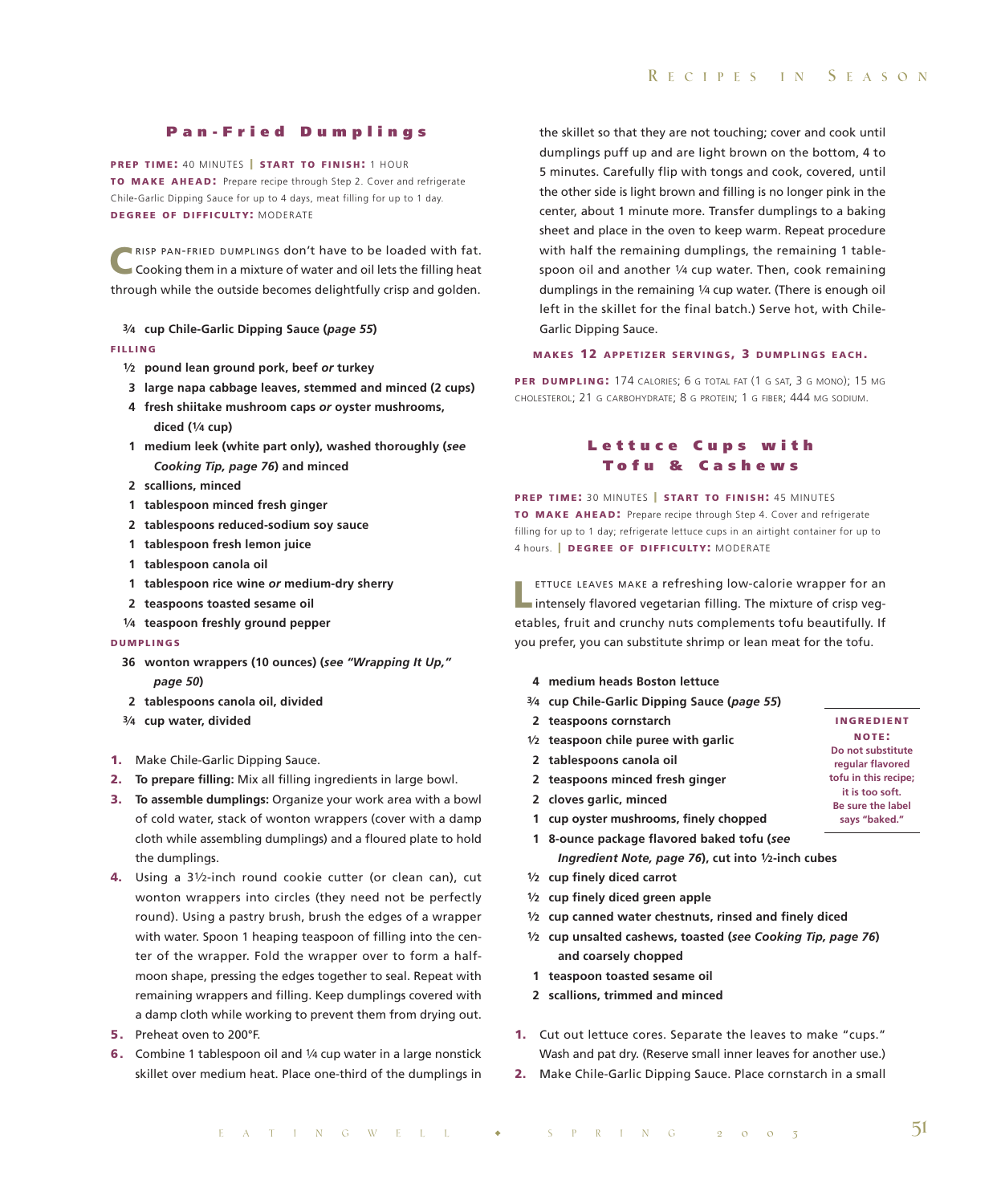## Pan-Fried Dumplings

**PREP TIME:** 40 MINUTES | **START TO FINISH:** 1 HOUR
**TO MAKE AHEAD:** Prepare recipe through Step 2. Cover and refrigerate Chile-Garlic Dipping Sauce for up to 4 days, meat filling for up to 1 day.
**DEGREE OF DIFFICULTY:** MODERATE

CRISP PAN-FRIED DUMPLINGS don't have to be loaded with fat. Cooking them in a mixture of water and oil lets the filling heat through while the outside becomes delightfully crisp and golden.

- **¾ cup Chile-Garlic Dipping Sauce (*page 55*)**

**FILLING**

- **½ pound lean ground pork, beef *or* turkey**
- **3 large napa cabbage leaves, stemmed and minced (2 cups)**
- **4 fresh shiitake mushroom caps *or* oyster mushrooms, diced (¼ cup)**
- **1 medium leek (white part only), washed thoroughly (*see Cooking Tip, page 76*) and minced**
- **2 scallions, minced**
- **1 tablespoon minced fresh ginger**
- **2 tablespoons reduced-sodium soy sauce**
- **1 tablespoon fresh lemon juice**
- **1 tablespoon canola oil**
- **1 tablespoon rice wine *or* medium-dry sherry**
- **2 teaspoons toasted sesame oil**
- **¼ teaspoon freshly ground pepper**

**DUMPLINGS**

- **36 wonton wrappers (10 ounces) (*see "Wrapping It Up," page 50*)**
- **2 tablespoons canola oil, divided**
- **¾ cup water, divided**

1. Make Chile-Garlic Dipping Sauce.
2. **To prepare filling:** Mix all filling ingredients in large bowl.
3. **To assemble dumplings:** Organize your work area with a bowl of cold water, stack of wonton wrappers (cover with a damp cloth while assembling dumplings) and a floured plate to hold the dumplings.
4. Using a 3½-inch round cookie cutter (or clean can), cut wonton wrappers into circles (they need not be perfectly round). Using a pastry brush, brush the edges of a wrapper with water. Spoon 1 heaping teaspoon of filling into the center of the wrapper. Fold the wrapper over to form a half-moon shape, pressing the edges together to seal. Repeat with remaining wrappers and filling. Keep dumplings covered with a damp cloth while working to prevent them from drying out.
5. Preheat oven to 200°F.
6. Combine 1 tablespoon oil and ¼ cup water in a large nonstick skillet over medium heat. Place one-third of the dumplings in the skillet so that they are not touching; cover and cook until dumplings puff up and are light brown on the bottom, 4 to 5 minutes. Carefully flip with tongs and cook, covered, until the other side is light brown and filling is no longer pink in the center, about 1 minute more. Transfer dumplings to a baking sheet and place in the oven to keep warm. Repeat procedure with half the remaining dumplings, the remaining 1 tablespoon oil and another ¼ cup water. Then, cook remaining dumplings in the remaining ¼ cup water. (There is enough oil left in the skillet for the final batch.) Serve hot, with Chile-Garlic Dipping Sauce.

**MAKES 12 APPETIZER SERVINGS, 3 DUMPLINGS EACH.**

**PER DUMPLING:** 174 CALORIES; 6 G TOTAL FAT (1 G SAT, 3 G MONO); 15 MG CHOLESTEROL; 21 G CARBOHYDRATE; 8 G PROTEIN; 1 G FIBER; 444 MG SODIUM.

## Lettuce Cups with Tofu & Cashews

**PREP TIME:** 30 MINUTES | **START TO FINISH:** 45 MINUTES
**TO MAKE AHEAD:** Prepare recipe through Step 4. Cover and refrigerate filling for up to 1 day; refrigerate lettuce cups in an airtight container for up to 4 hours. | **DEGREE OF DIFFICULTY:** MODERATE

LETTUCE LEAVES MAKE a refreshing low-calorie wrapper for an intensely flavored vegetarian filling. The mixture of crisp vegetables, fruit and crunchy nuts complements tofu beautifully. If you prefer, you can substitute shrimp or lean meat for the tofu.

- **4 medium heads Boston lettuce**
- **¾ cup Chile-Garlic Dipping Sauce (*page 55*)**
- **2 teaspoons cornstarch**
- **½ teaspoon chile puree with garlic**
- **2 tablespoons canola oil**
- **2 teaspoons minced fresh ginger**
- **2 cloves garlic, minced**
- **1 cup oyster mushrooms, finely chopped**
- **1 8-ounce package flavored baked tofu (*see Ingredient Note, page 76*), cut into ½-inch cubes**
- **½ cup finely diced carrot**
- **½ cup finely diced green apple**
- **½ cup canned water chestnuts, rinsed and finely diced**
- **½ cup unsalted cashews, toasted (*see Cooking Tip, page 76*) and coarsely chopped**
- **1 teaspoon toasted sesame oil**
- **2 scallions, trimmed and minced**

**INGREDIENT NOTE:** **Do not substitute regular flavored tofu in this recipe; it is too soft. Be sure the label says "baked."**

1. Cut out lettuce cores. Separate the leaves to make "cups." Wash and pat dry. (Reserve small inner leaves for another use.)
2. Make Chile-Garlic Dipping Sauce. Place cornstarch in a small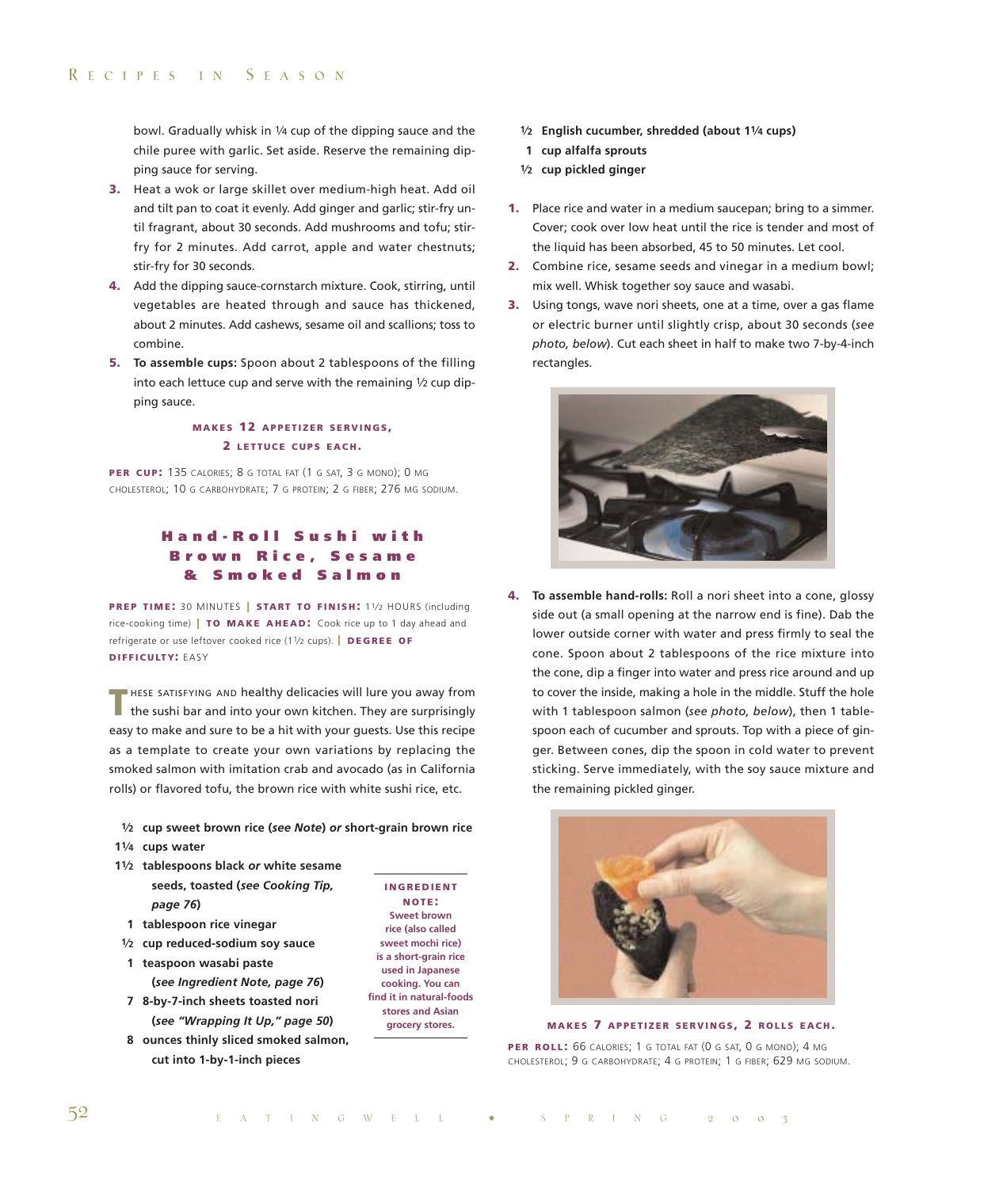bowl. Gradually whisk in ¼ cup of the dipping sauce and the chile puree with garlic. Set aside. Reserve the remaining dipping sauce for serving.

3. Heat a wok or large skillet over medium-high heat. Add oil and tilt pan to coat it evenly. Add ginger and garlic; stir-fry until fragrant, about 30 seconds. Add mushrooms and tofu; stir-fry for 2 minutes. Add carrot, apple and water chestnuts; stir-fry for 30 seconds.
4. Add the dipping sauce-cornstarch mixture. Cook, stirring, until vegetables are heated through and sauce has thickened, about 2 minutes. Add cashews, sesame oil and scallions; toss to combine.
5. **To assemble cups:** Spoon about 2 tablespoons of the filling into each lettuce cup and serve with the remaining ½ cup dipping sauce.

**MAKES 12 APPETIZER SERVINGS, 2 LETTUCE CUPS EACH.**

**PER CUP:** 135 CALORIES; 8 G TOTAL FAT (1 G SAT, 3 G MONO); 0 MG CHOLESTEROL; 10 G CARBOHYDRATE; 7 G PROTEIN; 2 G FIBER; 276 MG SODIUM.

## Hand-Roll Sushi with Brown Rice, Sesame & Smoked Salmon

**PREP TIME:** 30 MINUTES | **START TO FINISH:** 1½ HOURS (including rice-cooking time) | **TO MAKE AHEAD:** Cook rice up to 1 day ahead and refrigerate or use leftover cooked rice (1½ cups). | **DEGREE OF DIFFICULTY:** EASY

THESE SATISFYING AND healthy delicacies will lure you away from the sushi bar and into your own kitchen. They are surprisingly easy to make and sure to be a hit with your guests. Use this recipe as a template to create your own variations by replacing the smoked salmon with imitation crab and avocado (as in California rolls) or flavored tofu, the brown rice with white sushi rice, etc.

- **½ cup sweet brown rice (*see Note*) *or* short-grain brown rice**
- **1¼ cups water**
- **1½ tablespoons black *or* white sesame seeds, toasted (*see Cooking Tip, page 76*)**
- **1 tablespoon rice vinegar**
- **½ cup reduced-sodium soy sauce**
- **1 teaspoon wasabi paste (*see Ingredient Note, page 76*)**
- **7 8-by-7-inch sheets toasted nori (*see "Wrapping It Up," page 50*)**
- **8 ounces thinly sliced smoked salmon, cut into 1-by-1-inch pieces**
- **½ English cucumber, shredded (about 1¼ cups)**
- **1 cup alfalfa sprouts**
- **½ cup pickled ginger**

**INGREDIENT NOTE: Sweet brown rice (also called sweet mochi rice) is a short-grain rice used in Japanese cooking. You can find it in natural-foods stores and Asian grocery stores.**

1. Place rice and water in a medium saucepan; bring to a simmer. Cover; cook over low heat until the rice is tender and most of the liquid has been absorbed, 45 to 50 minutes. Let cool.
2. Combine rice, sesame seeds and vinegar in a medium bowl; mix well. Whisk together soy sauce and wasabi.
3. Using tongs, wave nori sheets, one at a time, over a gas flame or electric burner until slightly crisp, about 30 seconds (*see photo, below*). Cut each sheet in half to make two 7-by-4-inch rectangles.
4. **To assemble hand-rolls:** Roll a nori sheet into a cone, glossy side out (a small opening at the narrow end is fine). Dab the lower outside corner with water and press firmly to seal the cone. Spoon about 2 tablespoons of the rice mixture into the cone, dip a finger into water and press rice around and up to cover the inside, making a hole in the middle. Stuff the hole with 1 tablespoon salmon (*see photo, below*), then 1 tablespoon each of cucumber and sprouts. Top with a piece of ginger. Between cones, dip the spoon in cold water to prevent sticking. Serve immediately, with the soy sauce mixture and the remaining pickled ginger.

**MAKES 7 APPETIZER SERVINGS, 2 ROLLS EACH.**

**PER ROLL:** 66 CALORIES; 1 G TOTAL FAT (0 G SAT, 0 G MONO); 4 MG CHOLESTEROL; 9 G CARBOHYDRATE; 4 G PROTEIN; 1 G FIBER; 629 MG SODIUM.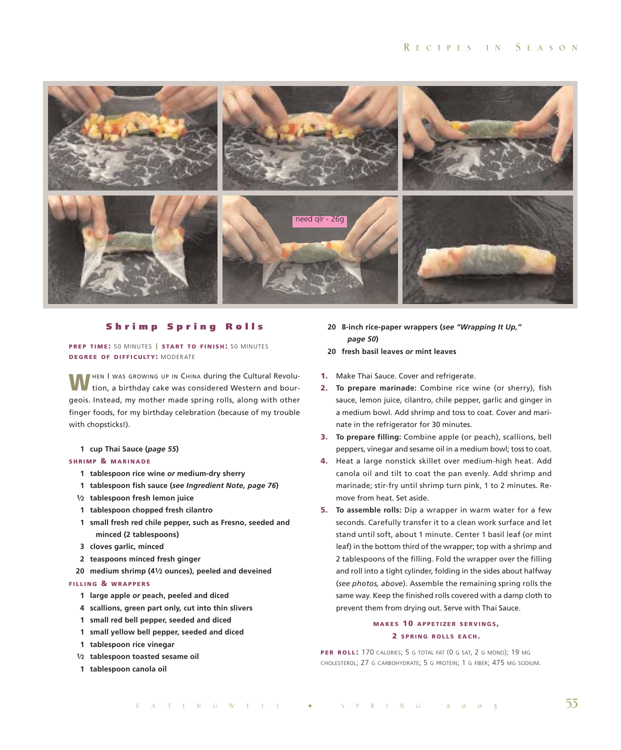## Shrimp Spring Rolls

**PREP TIME:** 50 MINUTES | **START TO FINISH:** 50 MINUTES
**DEGREE OF DIFFICULTY:** MODERATE

WHEN I WAS GROWING UP IN CHINA during the Cultural Revolution, a birthday cake was considered Western and bourgeois. Instead, my mother made spring rolls, along with other finger foods, for my birthday celebration (because of my trouble with chopsticks!).

- **1 cup Thai Sauce (*page 55*)**

**SHRIMP & MARINADE**

- **1 tablespoon rice wine *or* medium-dry sherry**
- **1 tablespoon fish sauce (*see Ingredient Note, page 76*)**
- **½ tablespoon fresh lemon juice**
- **1 tablespoon chopped fresh cilantro**
- **1 small fresh red chile pepper, such as Fresno, seeded and minced (2 tablespoons)**
- **3 cloves garlic, minced**
- **2 teaspoons minced fresh ginger**
- **20 medium shrimp (4½ ounces), peeled and deveined**

**FILLING & WRAPPERS**

- **1 large apple *or* peach, peeled and diced**
- **4 scallions, green part only, cut into thin slivers**
- **1 small red bell pepper, seeded and diced**
- **1 small yellow bell pepper, seeded and diced**
- **1 tablespoon rice vinegar**
- **½ tablespoon toasted sesame oil**
- **1 tablespoon canola oil**
- **20 8-inch rice-paper wrappers (*see "Wrapping It Up," page 50*)**
- **20 fresh basil leaves *or* mint leaves**

1. Make Thai Sauce. Cover and refrigerate.
2. **To prepare marinade:** Combine rice wine (or sherry), fish sauce, lemon juice, cilantro, chile pepper, garlic and ginger in a medium bowl. Add shrimp and toss to coat. Cover and marinate in the refrigerator for 30 minutes.
3. **To prepare filling:** Combine apple (or peach), scallions, bell peppers, vinegar and sesame oil in a medium bowl; toss to coat.
4. Heat a large nonstick skillet over medium-high heat. Add canola oil and tilt to coat the pan evenly. Add shrimp and marinade; stir-fry until shrimp turn pink, 1 to 2 minutes. Remove from heat. Set aside.
5. **To assemble rolls:** Dip a wrapper in warm water for a few seconds. Carefully transfer it to a clean work surface and let stand until soft, about 1 minute. Center 1 basil leaf (or mint leaf) in the bottom third of the wrapper; top with a shrimp and 2 tablespoons of the filling. Fold the wrapper over the filling and roll into a tight cylinder, folding in the sides about halfway (*see photos, above*). Assemble the remaining spring rolls the same way. Keep the finished rolls covered with a damp cloth to prevent them from drying out. Serve with Thai Sauce.

**MAKES 10 APPETIZER SERVINGS, 2 SPRING ROLLS EACH.**

**PER ROLL:** 170 CALORIES; 5 G TOTAL FAT (0 G SAT, 2 G MONO); 19 MG CHOLESTEROL; 27 G CARBOHYDRATE; 5 G PROTEIN; 1 G FIBER; 475 MG SODIUM.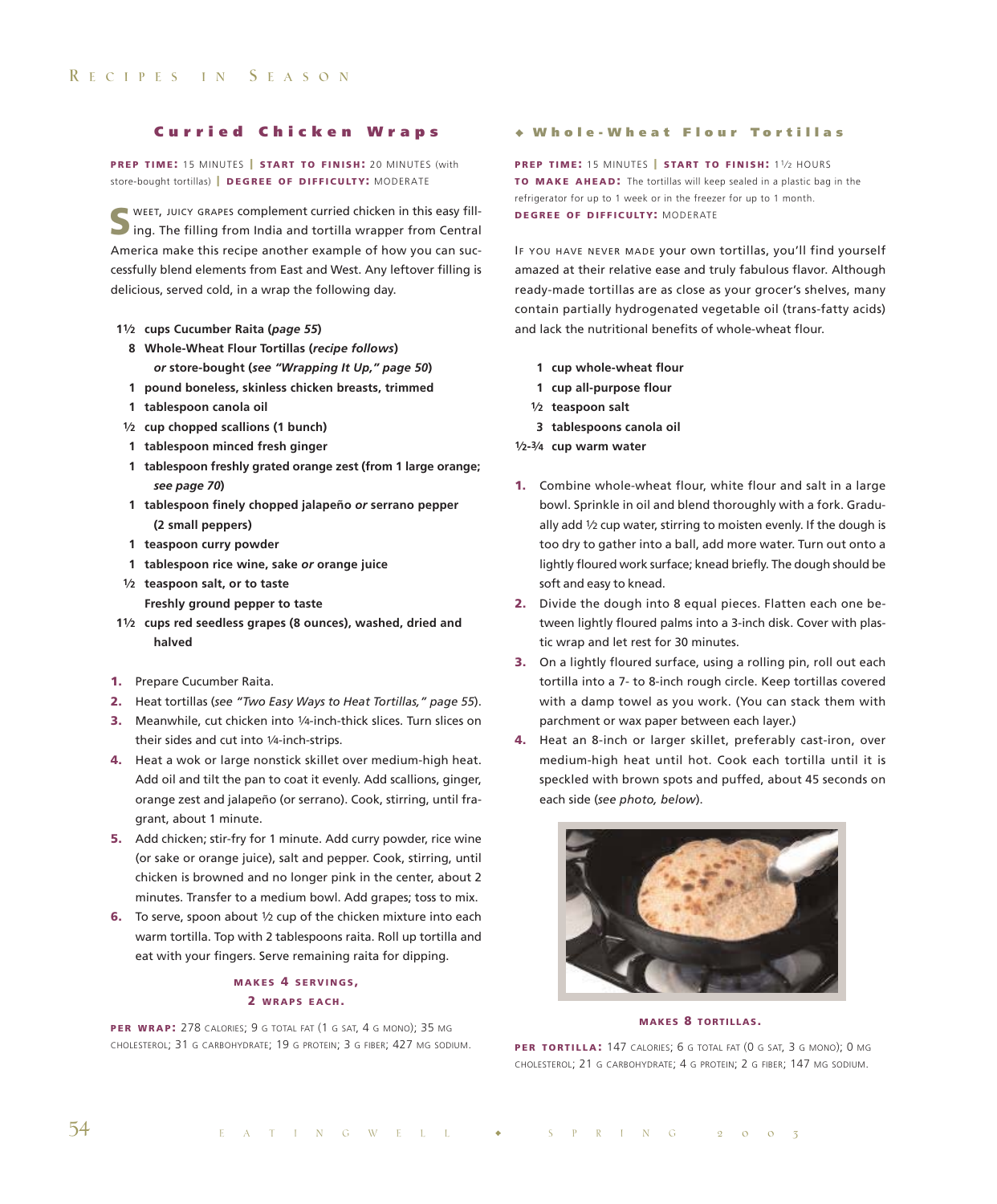## Curried Chicken Wraps

**PREP TIME:** 15 MINUTES | **START TO FINISH:** 20 MINUTES (with store-bought tortillas) | **DEGREE OF DIFFICULTY:** MODERATE

SWEET, JUICY GRAPES complement curried chicken in this easy filling. The filling from India and tortilla wrapper from Central America make this recipe another example of how you can successfully blend elements from East and West. Any leftover filling is delicious, served cold, in a wrap the following day.

- **1½ cups Cucumber Raita (*page 55*)**
- **8 Whole-Wheat Flour Tortillas (*recipe follows*) *or* store-bought (*see "Wrapping It Up," page 50*)**
- **1 pound boneless, skinless chicken breasts, trimmed**
- **1 tablespoon canola oil**
- **½ cup chopped scallions (1 bunch)**
- **1 tablespoon minced fresh ginger**
- **1 tablespoon freshly grated orange zest (from 1 large orange; *see page 70*)**
- **1 tablespoon finely chopped jalapeño *or* serrano pepper (2 small peppers)**
- **1 teaspoon curry powder**
- **1 tablespoon rice wine, sake *or* orange juice**
- **½ teaspoon salt, or to taste**
- **Freshly ground pepper to taste**
- **1½ cups red seedless grapes (8 ounces), washed, dried and halved**

1. Prepare Cucumber Raita.
2. Heat tortillas (*see "Two Easy Ways to Heat Tortillas," page 55*).
3. Meanwhile, cut chicken into ¼-inch-thick slices. Turn slices on their sides and cut into ¼-inch-strips.
4. Heat a wok or large nonstick skillet over medium-high heat. Add oil and tilt the pan to coat it evenly. Add scallions, ginger, orange zest and jalapeño (or serrano). Cook, stirring, until fragrant, about 1 minute.
5. Add chicken; stir-fry for 1 minute. Add curry powder, rice wine (or sake or orange juice), salt and pepper. Cook, stirring, until chicken is browned and no longer pink in the center, about 2 minutes. Transfer to a medium bowl. Add grapes; toss to mix.
6. To serve, spoon about ½ cup of the chicken mixture into each warm tortilla. Top with 2 tablespoons raita. Roll up tortilla and eat with your fingers. Serve remaining raita for dipping.

**MAKES 4 SERVINGS, 2 WRAPS EACH.**

**PER WRAP:** 278 CALORIES; 9 G TOTAL FAT (1 G SAT, 4 G MONO); 35 MG CHOLESTEROL; 31 G CARBOHYDRATE; 19 G PROTEIN; 3 G FIBER; 427 MG SODIUM.

## Whole-Wheat Flour Tortillas

**PREP TIME:** 15 MINUTES | **START TO FINISH:** 1½ HOURS
**TO MAKE AHEAD:** The tortillas will keep sealed in a plastic bag in the refrigerator for up to 1 week or in the freezer for up to 1 month.
**DEGREE OF DIFFICULTY:** MODERATE

IF YOU HAVE NEVER MADE your own tortillas, you'll find yourself amazed at their relative ease and truly fabulous flavor. Although ready-made tortillas are as close as your grocer's shelves, many contain partially hydrogenated vegetable oil (trans-fatty acids) and lack the nutritional benefits of whole-wheat flour.

- **1 cup whole-wheat flour**
- **1 cup all-purpose flour**
- **½ teaspoon salt**
- **3 tablespoons canola oil**
- **½-¾ cup warm water**

1. Combine whole-wheat flour, white flour and salt in a large bowl. Sprinkle in oil and blend thoroughly with a fork. Gradually add ½ cup water, stirring to moisten evenly. If the dough is too dry to gather into a ball, add more water. Turn out onto a lightly floured work surface; knead briefly. The dough should be soft and easy to knead.
2. Divide the dough into 8 equal pieces. Flatten each one between lightly floured palms into a 3-inch disk. Cover with plastic wrap and let rest for 30 minutes.
3. On a lightly floured surface, using a rolling pin, roll out each tortilla into a 7- to 8-inch rough circle. Keep tortillas covered with a damp towel as you work. (You can stack them with parchment or wax paper between each layer.)
4. Heat an 8-inch or larger skillet, preferably cast-iron, over medium-high heat until hot. Cook each tortilla until it is speckled with brown spots and puffed, about 45 seconds on each side (*see photo, below*).

**MAKES 8 TORTILLAS.**

**PER TORTILLA:** 147 CALORIES; 6 G TOTAL FAT (0 G SAT, 3 G MONO); 0 MG CHOLESTEROL; 21 G CARBOHYDRATE; 4 G PROTEIN; 2 G FIBER; 147 MG SODIUM.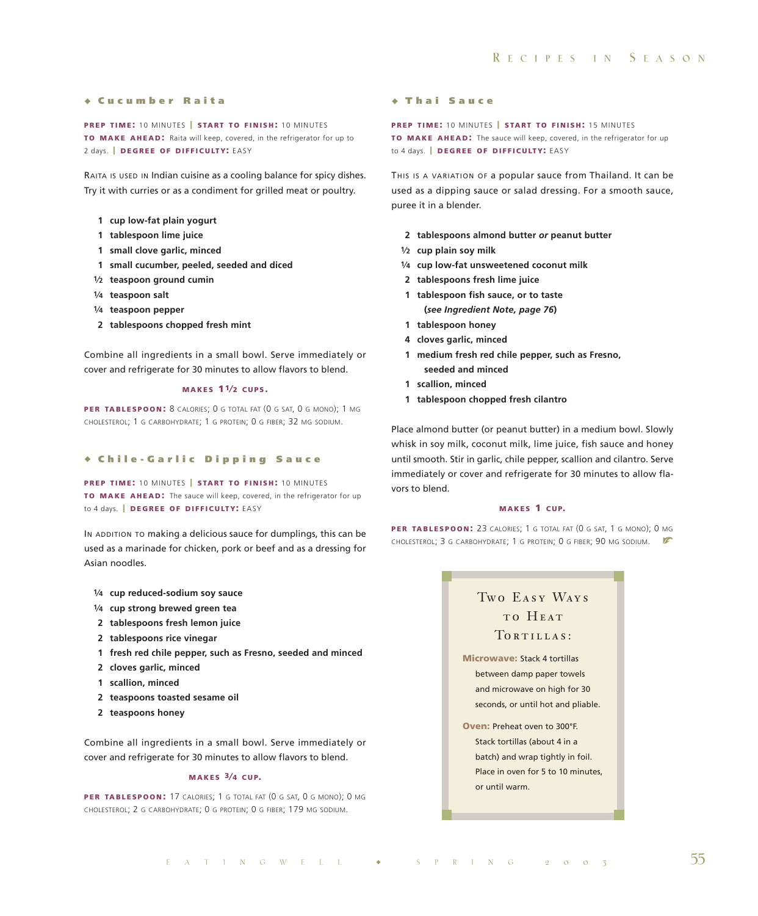### ◆ Cucumber Raita

**PREP TIME:** 10 MINUTES | **START TO FINISH:** 10 MINUTES
**TO MAKE AHEAD:** Raita will keep, covered, in the refrigerator for up to 2 days. | **DEGREE OF DIFFICULTY:** EASY

RAITA IS USED IN Indian cuisine as a cooling balance for spicy dishes. Try it with curries or as a condiment for grilled meat or poultry.

- **1 cup low-fat plain yogurt**
- **1 tablespoon lime juice**
- **1 small clove garlic, minced**
- **1 small cucumber, peeled, seeded and diced**
- **½ teaspoon ground cumin**
- **¼ teaspoon salt**
- **¼ teaspoon pepper**
- **2 tablespoons chopped fresh mint**

Combine all ingredients in a small bowl. Serve immediately or cover and refrigerate for 30 minutes to allow flavors to blend.

**MAKES 1½ CUPS.**

**PER TABLESPOON:** 8 CALORIES; 0 G TOTAL FAT (0 G SAT, 0 G MONO); 1 MG CHOLESTEROL; 1 G CARBOHYDRATE; 1 G PROTEIN; 0 G FIBER; 32 MG SODIUM.

### ◆ Chile-Garlic Dipping Sauce

**PREP TIME:** 10 MINUTES | **START TO FINISH:** 10 MINUTES
**TO MAKE AHEAD:** The sauce will keep, covered, in the refrigerator for up to 4 days. | **DEGREE OF DIFFICULTY:** EASY

IN ADDITION TO making a delicious sauce for dumplings, this can be used as a marinade for chicken, pork or beef and as a dressing for Asian noodles.

- **¼ cup reduced-sodium soy sauce**
- **¼ cup strong brewed green tea**
- **2 tablespoons fresh lemon juice**
- **2 tablespoons rice vinegar**
- **1 fresh red chile pepper, such as Fresno, seeded and minced**
- **2 cloves garlic, minced**
- **1 scallion, minced**
- **2 teaspoons toasted sesame oil**
- **2 teaspoons honey**

Combine all ingredients in a small bowl. Serve immediately or cover and refrigerate for 30 minutes to allow flavors to blend.

**MAKES ¾ CUP.**

**PER TABLESPOON:** 17 CALORIES; 1 G TOTAL FAT (0 G SAT, 0 G MONO); 0 MG CHOLESTEROL; 2 G CARBOHYDRATE; 0 G PROTEIN; 0 G FIBER; 179 MG SODIUM.

### ◆ Thai Sauce

**PREP TIME:** 10 MINUTES | **START TO FINISH:** 15 MINUTES
**TO MAKE AHEAD:** The sauce will keep, covered, in the refrigerator for up to 4 days. | **DEGREE OF DIFFICULTY:** EASY

THIS IS A VARIATION OF a popular sauce from Thailand. It can be used as a dipping sauce or salad dressing. For a smooth sauce, puree it in a blender.

- **2 tablespoons almond butter *or* peanut butter**
- **½ cup plain soy milk**
- **¼ cup low-fat unsweetened coconut milk**
- **2 tablespoons fresh lime juice**
- **1 tablespoon fish sauce, or to taste (*see Ingredient Note, page 76*)**
- **1 tablespoon honey**
- **4 cloves garlic, minced**
- **1 medium fresh red chile pepper, such as Fresno, seeded and minced**
- **1 scallion, minced**
- **1 tablespoon chopped fresh cilantro**

Place almond butter (or peanut butter) in a medium bowl. Slowly whisk in soy milk, coconut milk, lime juice, fish sauce and honey until smooth. Stir in garlic, chile pepper, scallion and cilantro. Serve immediately or cover and refrigerate for 30 minutes to allow flavors to blend.

**MAKES 1 CUP.**

**PER TABLESPOON:** 23 CALORIES; 1 G TOTAL FAT (0 G SAT, 1 G MONO); 0 MG CHOLESTEROL; 3 G CARBOHYDRATE; 1 G PROTEIN; 0 G FIBER; 90 MG SODIUM.

### Two Easy Ways to Heat Tortillas:

**Microwave:** Stack 4 tortillas between damp paper towels and microwave on high for 30 seconds, or until hot and pliable.

**Oven:** Preheat oven to 300°F. Stack tortillas (about 4 in a batch) and wrap tightly in foil. Place in oven for 5 to 10 minutes, or until warm.